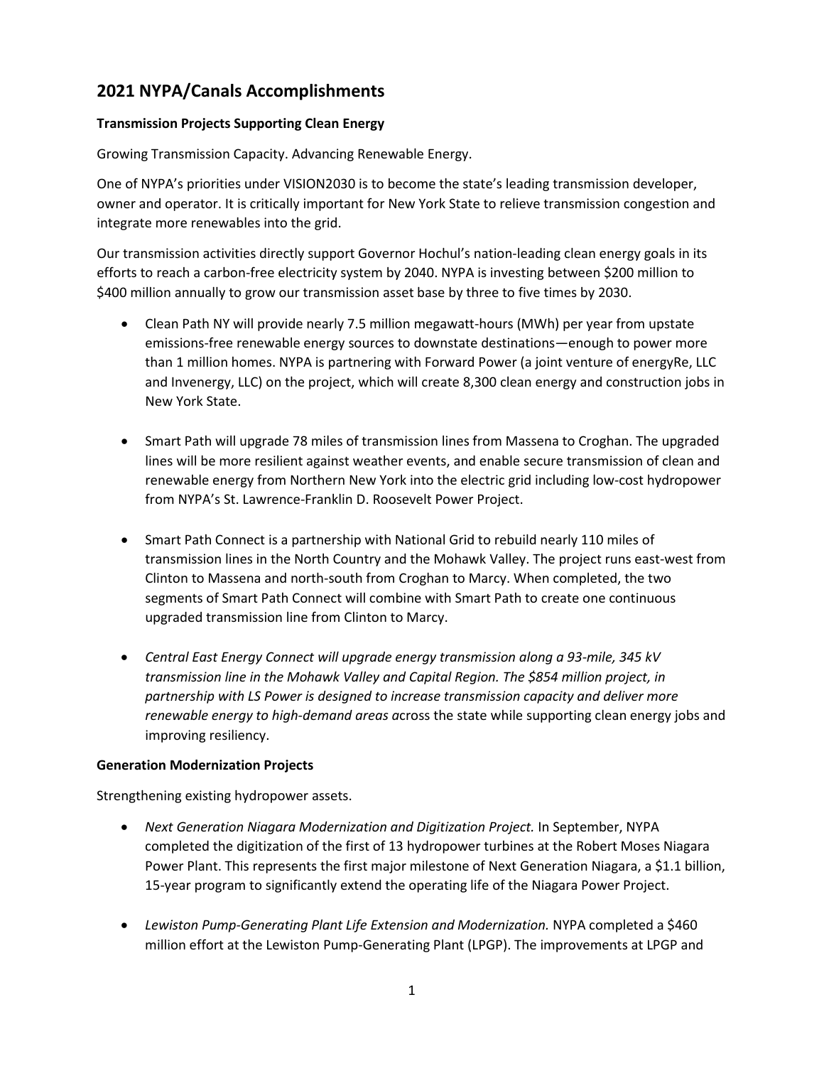# 2021 NYPA/Canals Accomplishments

**Transmission Projects Supporting Clean Energy**

Growing Transmission Capacity. Advancing Renewable Energy.

One of NYPA's priorities under VISION2030 is to become the state's leading transmission developer, owner and operator. It is critically important for New York State to relieve transmission congestion and integrate more renewables into the grid.

Our transmission activities directly support Governor Hochul's nation-leading clean energy goals in its efforts to reach a carbon-free electricity system by 2040. NYPA is investing between $200 million to $400 million annually to grow our transmission asset base by three to five times by 2030.

- Clean Path NY will provide nearly 7.5 million megawatt-hours (MWh) per year from upstate emissions-free renewable energy sources to downstate destinations—enough to power more than 1 million homes. NYPA is partnering with Forward Power (a joint venture of energyRe, LLC and Invenergy, LLC) on the project, which will create 8,300 clean energy and construction jobs in New York State.

- Smart Path will upgrade 78 miles of transmission lines from Massena to Croghan. The upgraded lines will be more resilient against weather events, and enable secure transmission of clean and renewable energy from Northern New York into the electric grid including low-cost hydropower from NYPA's St. Lawrence-Franklin D. Roosevelt Power Project.

- Smart Path Connect is a partnership with National Grid to rebuild nearly 110 miles of transmission lines in the North Country and the Mohawk Valley. The project runs east-west from Clinton to Massena and north-south from Croghan to Marcy. When completed, the two segments of Smart Path Connect will combine with Smart Path to create one continuous upgraded transmission line from Clinton to Marcy.

- *Central East Energy Connect will upgrade energy transmission along a 93-mile, 345 kV transmission line in the Mohawk Valley and Capital Region. The $854 million project, in partnership with LS Power is designed to increase transmission capacity and deliver more renewable energy to high-demand areas a*cross the state while supporting clean energy jobs and improving resiliency.

**Generation Modernization Projects**

Strengthening existing hydropower assets.

- *Next Generation Niagara Modernization and Digitization Project.* In September, NYPA completed the digitization of the first of 13 hydropower turbines at the Robert Moses Niagara Power Plant. This represents the first major milestone of Next Generation Niagara, a $1.1 billion, 15-year program to significantly extend the operating life of the Niagara Power Project.

- *Lewiston Pump-Generating Plant Life Extension and Modernization.* NYPA completed a $460 million effort at the Lewiston Pump-Generating Plant (LPGP). The improvements at LPGP and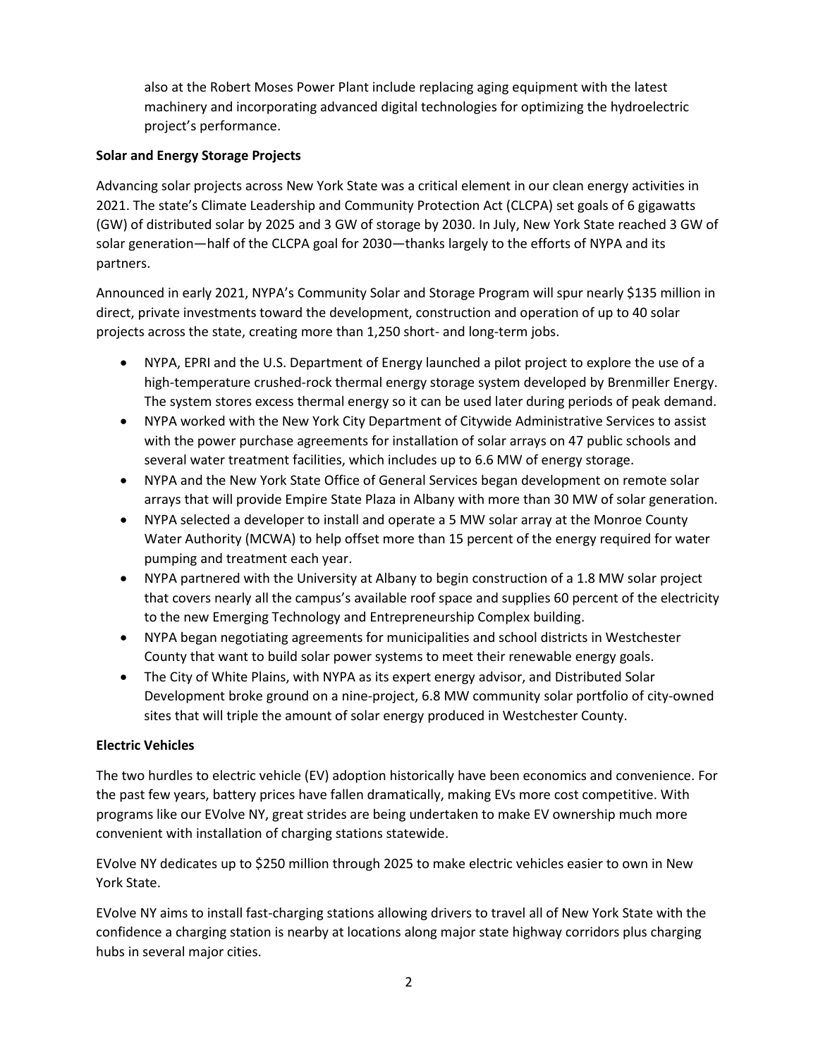also at the Robert Moses Power Plant include replacing aging equipment with the latest machinery and incorporating advanced digital technologies for optimizing the hydroelectric project's performance.

**Solar and Energy Storage Projects**

Advancing solar projects across New York State was a critical element in our clean energy activities in 2021. The state's Climate Leadership and Community Protection Act (CLCPA) set goals of 6 gigawatts (GW) of distributed solar by 2025 and 3 GW of storage by 2030. In July, New York State reached 3 GW of solar generation—half of the CLCPA goal for 2030—thanks largely to the efforts of NYPA and its partners.

Announced in early 2021, NYPA's Community Solar and Storage Program will spur nearly $135 million in direct, private investments toward the development, construction and operation of up to 40 solar projects across the state, creating more than 1,250 short- and long-term jobs.

- NYPA, EPRI and the U.S. Department of Energy launched a pilot project to explore the use of a high-temperature crushed-rock thermal energy storage system developed by Brenmiller Energy. The system stores excess thermal energy so it can be used later during periods of peak demand.
- NYPA worked with the New York City Department of Citywide Administrative Services to assist with the power purchase agreements for installation of solar arrays on 47 public schools and several water treatment facilities, which includes up to 6.6 MW of energy storage.
- NYPA and the New York State Office of General Services began development on remote solar arrays that will provide Empire State Plaza in Albany with more than 30 MW of solar generation.
- NYPA selected a developer to install and operate a 5 MW solar array at the Monroe County Water Authority (MCWA) to help offset more than 15 percent of the energy required for water pumping and treatment each year.
- NYPA partnered with the University at Albany to begin construction of a 1.8 MW solar project that covers nearly all the campus's available roof space and supplies 60 percent of the electricity to the new Emerging Technology and Entrepreneurship Complex building.
- NYPA began negotiating agreements for municipalities and school districts in Westchester County that want to build solar power systems to meet their renewable energy goals.
- The City of White Plains, with NYPA as its expert energy advisor, and Distributed Solar Development broke ground on a nine-project, 6.8 MW community solar portfolio of city-owned sites that will triple the amount of solar energy produced in Westchester County.

**Electric Vehicles**

The two hurdles to electric vehicle (EV) adoption historically have been economics and convenience. For the past few years, battery prices have fallen dramatically, making EVs more cost competitive. With programs like our EVolve NY, great strides are being undertaken to make EV ownership much more convenient with installation of charging stations statewide.

EVolve NY dedicates up to $250 million through 2025 to make electric vehicles easier to own in New York State.

EVolve NY aims to install fast-charging stations allowing drivers to travel all of New York State with the confidence a charging station is nearby at locations along major state highway corridors plus charging hubs in several major cities.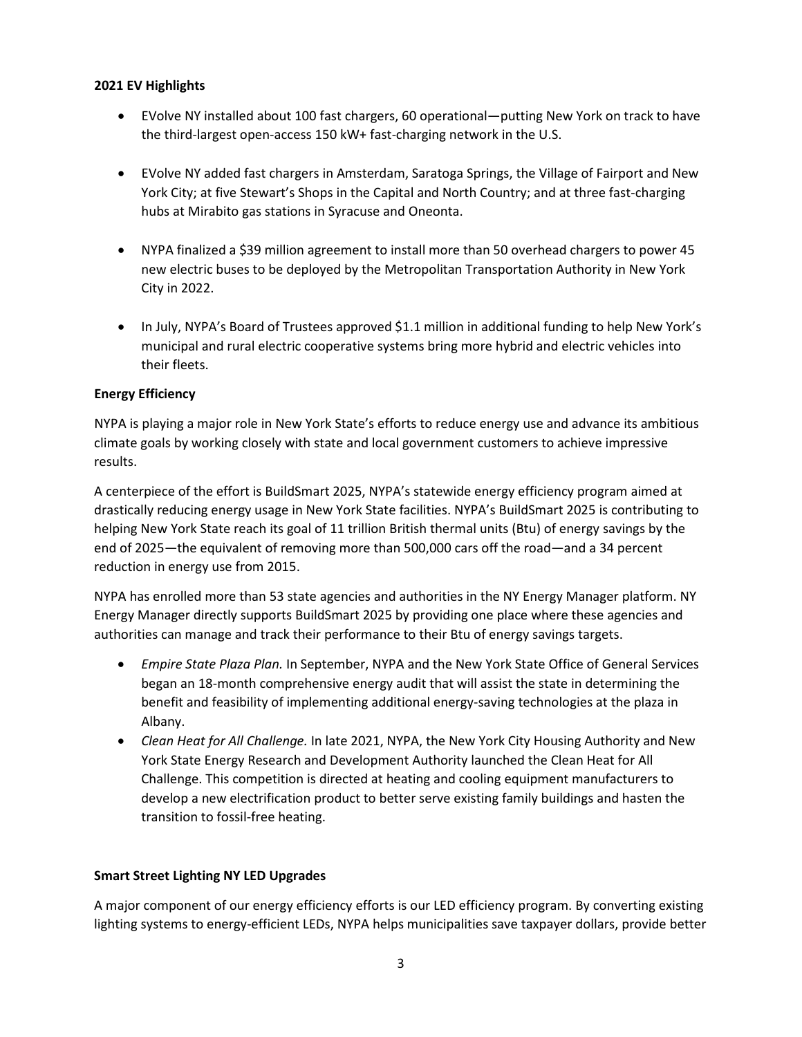**2021 EV Highlights**

- EVolve NY installed about 100 fast chargers, 60 operational—putting New York on track to have the third-largest open-access 150 kW+ fast-charging network in the U.S.
- EVolve NY added fast chargers in Amsterdam, Saratoga Springs, the Village of Fairport and New York City; at five Stewart's Shops in the Capital and North Country; and at three fast-charging hubs at Mirabito gas stations in Syracuse and Oneonta.
- NYPA finalized a $39 million agreement to install more than 50 overhead chargers to power 45 new electric buses to be deployed by the Metropolitan Transportation Authority in New York City in 2022.
- In July, NYPA's Board of Trustees approved $1.1 million in additional funding to help New York's municipal and rural electric cooperative systems bring more hybrid and electric vehicles into their fleets.

**Energy Efficiency**

NYPA is playing a major role in New York State's efforts to reduce energy use and advance its ambitious climate goals by working closely with state and local government customers to achieve impressive results.

A centerpiece of the effort is BuildSmart 2025, NYPA's statewide energy efficiency program aimed at drastically reducing energy usage in New York State facilities. NYPA's BuildSmart 2025 is contributing to helping New York State reach its goal of 11 trillion British thermal units (Btu) of energy savings by the end of 2025—the equivalent of removing more than 500,000 cars off the road—and a 34 percent reduction in energy use from 2015.

NYPA has enrolled more than 53 state agencies and authorities in the NY Energy Manager platform. NY Energy Manager directly supports BuildSmart 2025 by providing one place where these agencies and authorities can manage and track their performance to their Btu of energy savings targets.

- *Empire State Plaza Plan.* In September, NYPA and the New York State Office of General Services began an 18-month comprehensive energy audit that will assist the state in determining the benefit and feasibility of implementing additional energy-saving technologies at the plaza in Albany.
- *Clean Heat for All Challenge.* In late 2021, NYPA, the New York City Housing Authority and New York State Energy Research and Development Authority launched the Clean Heat for All Challenge. This competition is directed at heating and cooling equipment manufacturers to develop a new electrification product to better serve existing family buildings and hasten the transition to fossil-free heating.

**Smart Street Lighting NY LED Upgrades**

A major component of our energy efficiency efforts is our LED efficiency program. By converting existing lighting systems to energy-efficient LEDs, NYPA helps municipalities save taxpayer dollars, provide better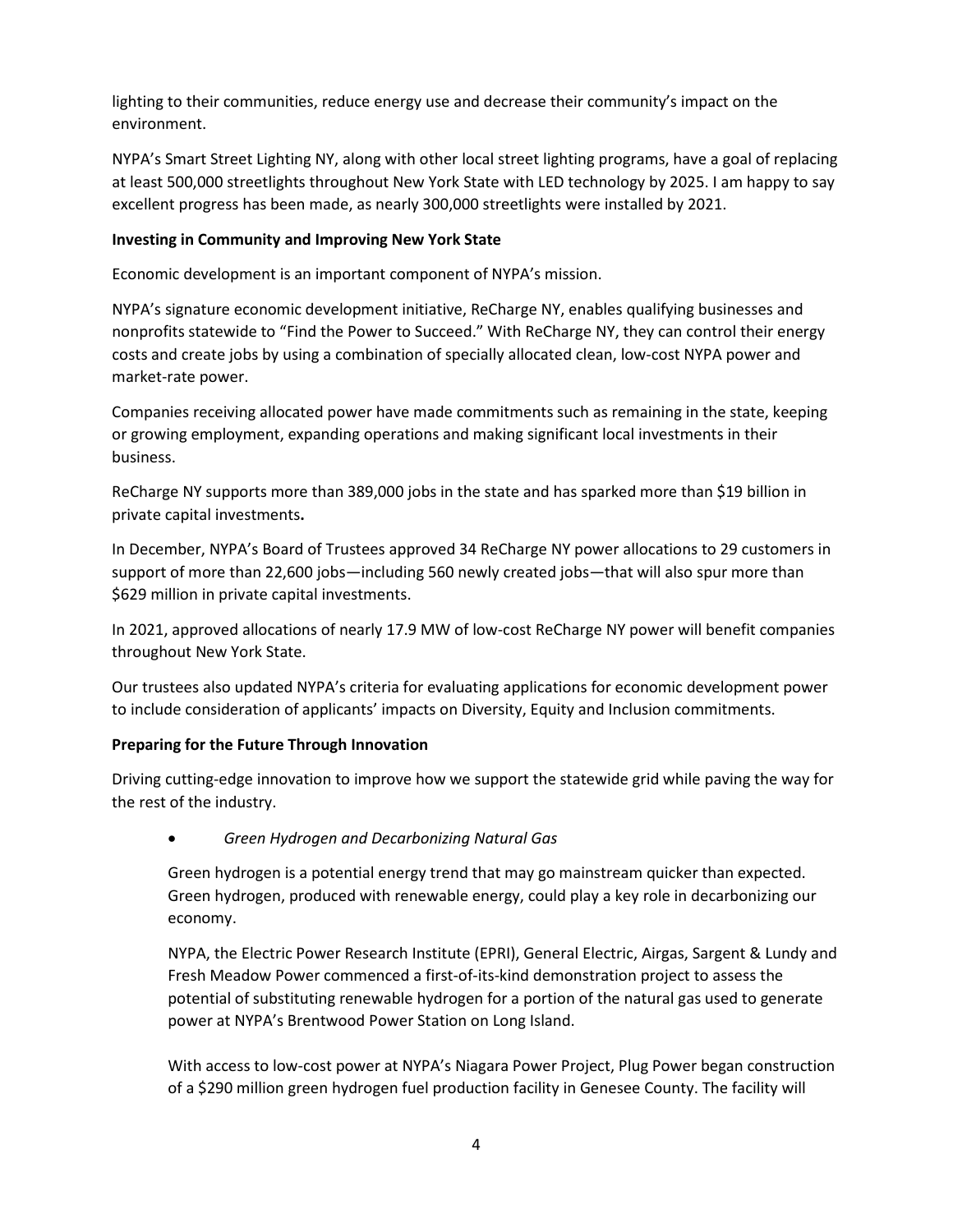lighting to their communities, reduce energy use and decrease their community's impact on the environment.

NYPA's Smart Street Lighting NY, along with other local street lighting programs, have a goal of replacing at least 500,000 streetlights throughout New York State with LED technology by 2025. I am happy to say excellent progress has been made, as nearly 300,000 streetlights were installed by 2021.

**Investing in Community and Improving New York State**

Economic development is an important component of NYPA's mission.

NYPA's signature economic development initiative, ReCharge NY, enables qualifying businesses and nonprofits statewide to "Find the Power to Succeed." With ReCharge NY, they can control their energy costs and create jobs by using a combination of specially allocated clean, low-cost NYPA power and market-rate power.

Companies receiving allocated power have made commitments such as remaining in the state, keeping or growing employment, expanding operations and making significant local investments in their business.

ReCharge NY supports more than 389,000 jobs in the state and has sparked more than $19 billion in private capital investments**.**

In December, NYPA's Board of Trustees approved 34 ReCharge NY power allocations to 29 customers in support of more than 22,600 jobs—including 560 newly created jobs—that will also spur more than $629 million in private capital investments.

In 2021, approved allocations of nearly 17.9 MW of low-cost ReCharge NY power will benefit companies throughout New York State.

Our trustees also updated NYPA's criteria for evaluating applications for economic development power to include consideration of applicants' impacts on Diversity, Equity and Inclusion commitments.

**Preparing for the Future Through Innovation**

Driving cutting-edge innovation to improve how we support the statewide grid while paving the way for the rest of the industry.

- *Green Hydrogen and Decarbonizing Natural Gas*

  Green hydrogen is a potential energy trend that may go mainstream quicker than expected. Green hydrogen, produced with renewable energy, could play a key role in decarbonizing our economy.

  NYPA, the Electric Power Research Institute (EPRI), General Electric, Airgas, Sargent & Lundy and Fresh Meadow Power commenced a first-of-its-kind demonstration project to assess the potential of substituting renewable hydrogen for a portion of the natural gas used to generate power at NYPA's Brentwood Power Station on Long Island.

  With access to low-cost power at NYPA's Niagara Power Project, Plug Power began construction of a $290 million green hydrogen fuel production facility in Genesee County. The facility will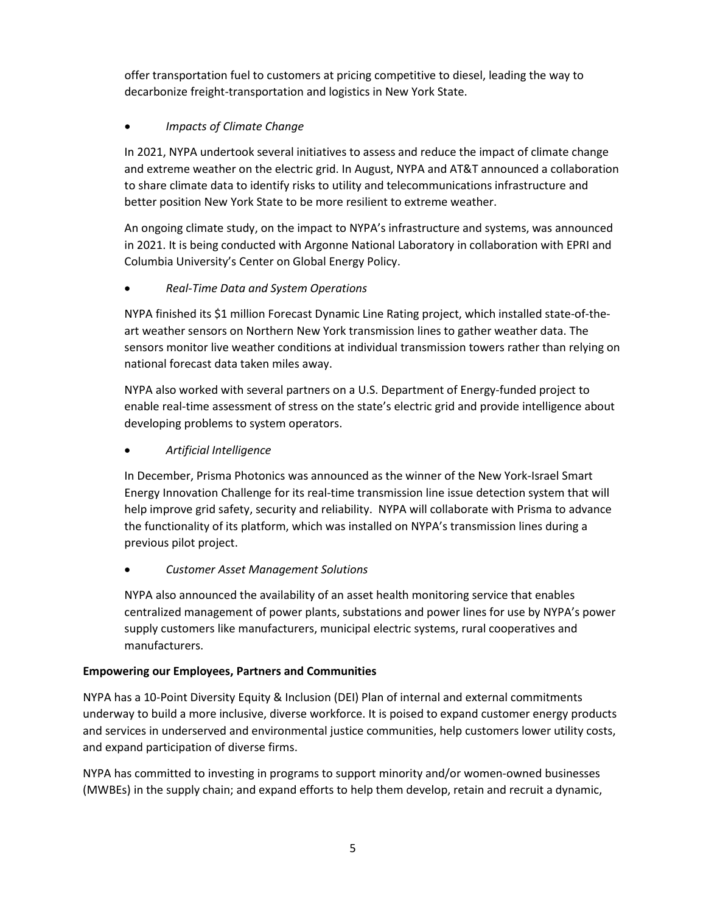offer transportation fuel to customers at pricing competitive to diesel, leading the way to decarbonize freight-transportation and logistics in New York State.

- *Impacts of Climate Change*

  In 2021, NYPA undertook several initiatives to assess and reduce the impact of climate change and extreme weather on the electric grid. In August, NYPA and AT&T announced a collaboration to share climate data to identify risks to utility and telecommunications infrastructure and better position New York State to be more resilient to extreme weather.

  An ongoing climate study, on the impact to NYPA's infrastructure and systems, was announced in 2021. It is being conducted with Argonne National Laboratory in collaboration with EPRI and Columbia University's Center on Global Energy Policy.

- *Real-Time Data and System Operations*

  NYPA finished its $1 million Forecast Dynamic Line Rating project, which installed state-of-the-art weather sensors on Northern New York transmission lines to gather weather data. The sensors monitor live weather conditions at individual transmission towers rather than relying on national forecast data taken miles away.

  NYPA also worked with several partners on a U.S. Department of Energy-funded project to enable real-time assessment of stress on the state's electric grid and provide intelligence about developing problems to system operators.

- *Artificial Intelligence*

  In December, Prisma Photonics was announced as the winner of the New York-Israel Smart Energy Innovation Challenge for its real-time transmission line issue detection system that will help improve grid safety, security and reliability. NYPA will collaborate with Prisma to advance the functionality of its platform, which was installed on NYPA's transmission lines during a previous pilot project.

- *Customer Asset Management Solutions*

  NYPA also announced the availability of an asset health monitoring service that enables centralized management of power plants, substations and power lines for use by NYPA's power supply customers like manufacturers, municipal electric systems, rural cooperatives and manufacturers.

**Empowering our Employees, Partners and Communities**

NYPA has a 10-Point Diversity Equity & Inclusion (DEI) Plan of internal and external commitments underway to build a more inclusive, diverse workforce. It is poised to expand customer energy products and services in underserved and environmental justice communities, help customers lower utility costs, and expand participation of diverse firms.

NYPA has committed to investing in programs to support minority and/or women-owned businesses (MWBEs) in the supply chain; and expand efforts to help them develop, retain and recruit a dynamic,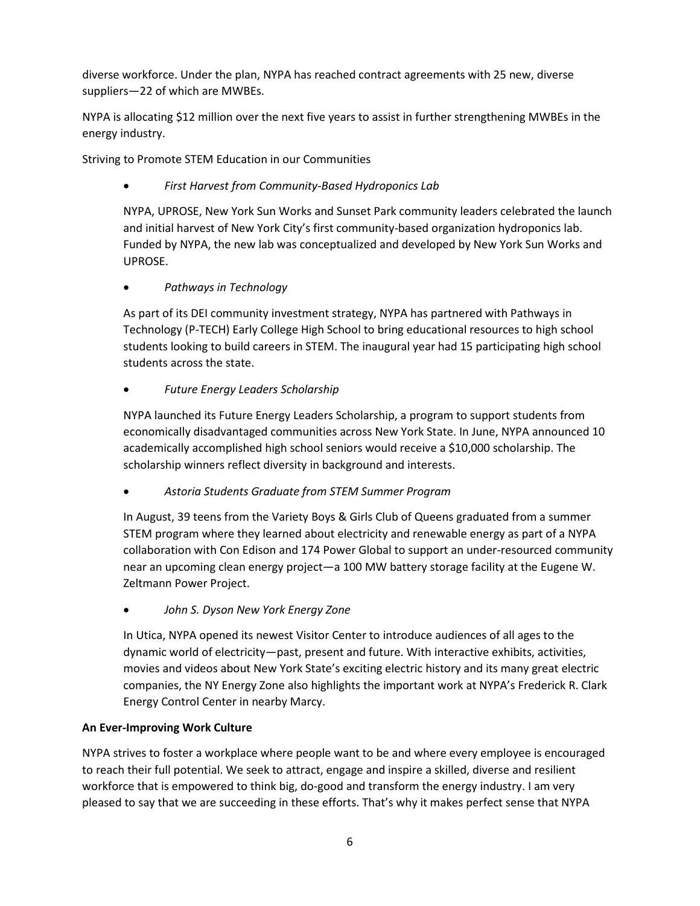diverse workforce. Under the plan, NYPA has reached contract agreements with 25 new, diverse suppliers—22 of which are MWBEs.

NYPA is allocating $12 million over the next five years to assist in further strengthening MWBEs in the energy industry.

Striving to Promote STEM Education in our Communities

- *First Harvest from Community-Based Hydroponics Lab*

  NYPA, UPROSE, New York Sun Works and Sunset Park community leaders celebrated the launch and initial harvest of New York City's first community-based organization hydroponics lab. Funded by NYPA, the new lab was conceptualized and developed by New York Sun Works and UPROSE.

- *Pathways in Technology*

  As part of its DEI community investment strategy, NYPA has partnered with Pathways in Technology (P-TECH) Early College High School to bring educational resources to high school students looking to build careers in STEM. The inaugural year had 15 participating high school students across the state.

- *Future Energy Leaders Scholarship*

  NYPA launched its Future Energy Leaders Scholarship, a program to support students from economically disadvantaged communities across New York State. In June, NYPA announced 10 academically accomplished high school seniors would receive a $10,000 scholarship. The scholarship winners reflect diversity in background and interests.

- *Astoria Students Graduate from STEM Summer Program*

  In August, 39 teens from the Variety Boys & Girls Club of Queens graduated from a summer STEM program where they learned about electricity and renewable energy as part of a NYPA collaboration with Con Edison and 174 Power Global to support an under-resourced community near an upcoming clean energy project—a 100 MW battery storage facility at the Eugene W. Zeltmann Power Project.

- *John S. Dyson New York Energy Zone*

  In Utica, NYPA opened its newest Visitor Center to introduce audiences of all ages to the dynamic world of electricity—past, present and future. With interactive exhibits, activities, movies and videos about New York State's exciting electric history and its many great electric companies, the NY Energy Zone also highlights the important work at NYPA's Frederick R. Clark Energy Control Center in nearby Marcy.

**An Ever-Improving Work Culture**

NYPA strives to foster a workplace where people want to be and where every employee is encouraged to reach their full potential. We seek to attract, engage and inspire a skilled, diverse and resilient workforce that is empowered to think big, do-good and transform the energy industry. I am very pleased to say that we are succeeding in these efforts. That's why it makes perfect sense that NYPA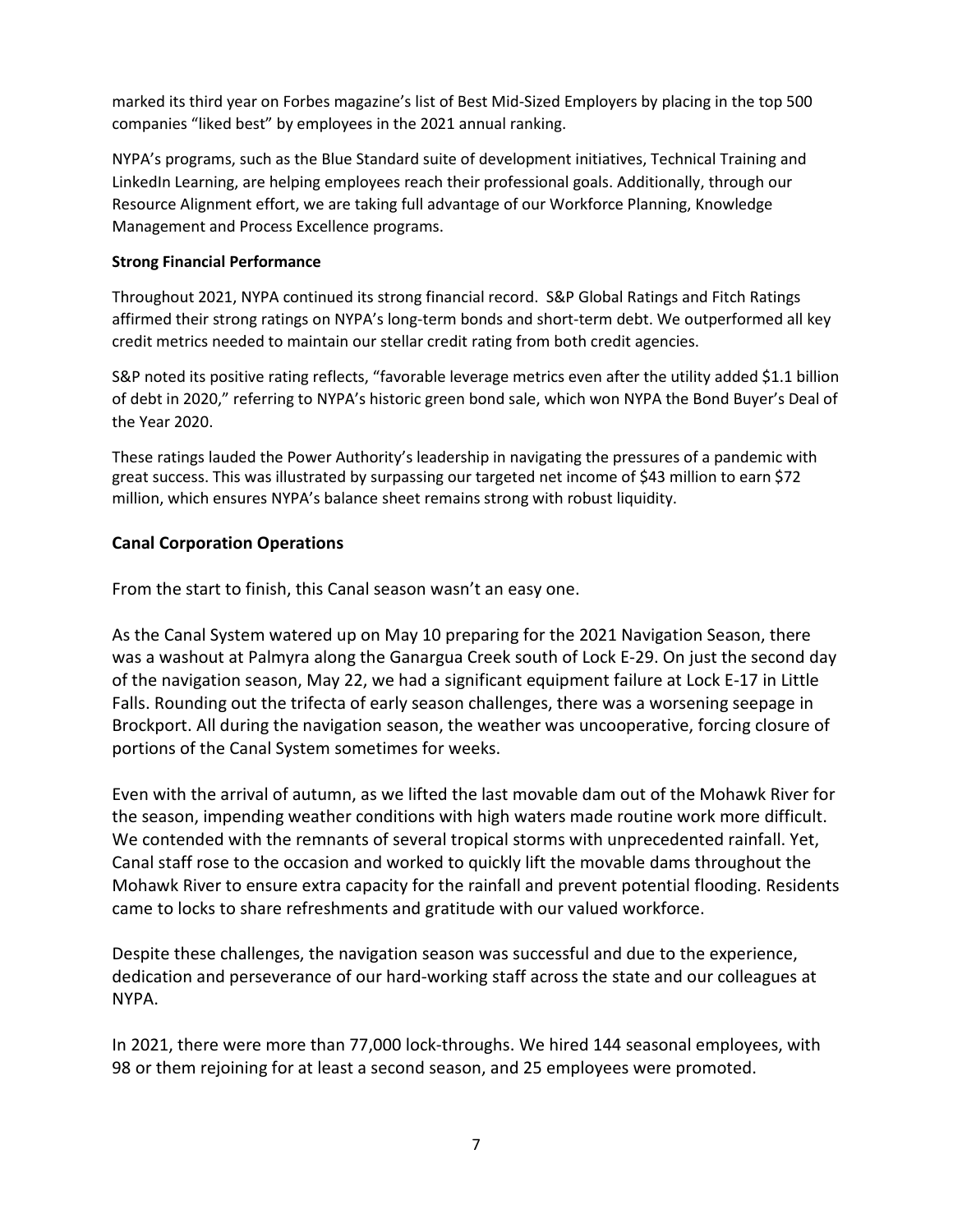marked its third year on Forbes magazine's list of Best Mid-Sized Employers by placing in the top 500 companies "liked best" by employees in the 2021 annual ranking.

NYPA's programs, such as the Blue Standard suite of development initiatives, Technical Training and LinkedIn Learning, are helping employees reach their professional goals. Additionally, through our Resource Alignment effort, we are taking full advantage of our Workforce Planning, Knowledge Management and Process Excellence programs.

**Strong Financial Performance**

Throughout 2021, NYPA continued its strong financial record. S&P Global Ratings and Fitch Ratings affirmed their strong ratings on NYPA's long-term bonds and short-term debt. We outperformed all key credit metrics needed to maintain our stellar credit rating from both credit agencies.

S&P noted its positive rating reflects, "favorable leverage metrics even after the utility added $1.1 billion of debt in 2020," referring to NYPA's historic green bond sale, which won NYPA the Bond Buyer's Deal of the Year 2020.

These ratings lauded the Power Authority's leadership in navigating the pressures of a pandemic with great success. This was illustrated by surpassing our targeted net income of $43 million to earn $72 million, which ensures NYPA's balance sheet remains strong with robust liquidity.

## Canal Corporation Operations

From the start to finish, this Canal season wasn't an easy one.

As the Canal System watered up on May 10 preparing for the 2021 Navigation Season, there was a washout at Palmyra along the Ganargua Creek south of Lock E-29. On just the second day of the navigation season, May 22, we had a significant equipment failure at Lock E-17 in Little Falls. Rounding out the trifecta of early season challenges, there was a worsening seepage in Brockport. All during the navigation season, the weather was uncooperative, forcing closure of portions of the Canal System sometimes for weeks.

Even with the arrival of autumn, as we lifted the last movable dam out of the Mohawk River for the season, impending weather conditions with high waters made routine work more difficult. We contended with the remnants of several tropical storms with unprecedented rainfall. Yet, Canal staff rose to the occasion and worked to quickly lift the movable dams throughout the Mohawk River to ensure extra capacity for the rainfall and prevent potential flooding. Residents came to locks to share refreshments and gratitude with our valued workforce.

Despite these challenges, the navigation season was successful and due to the experience, dedication and perseverance of our hard-working staff across the state and our colleagues at NYPA.

In 2021, there were more than 77,000 lock-throughs. We hired 144 seasonal employees, with 98 or them rejoining for at least a second season, and 25 employees were promoted.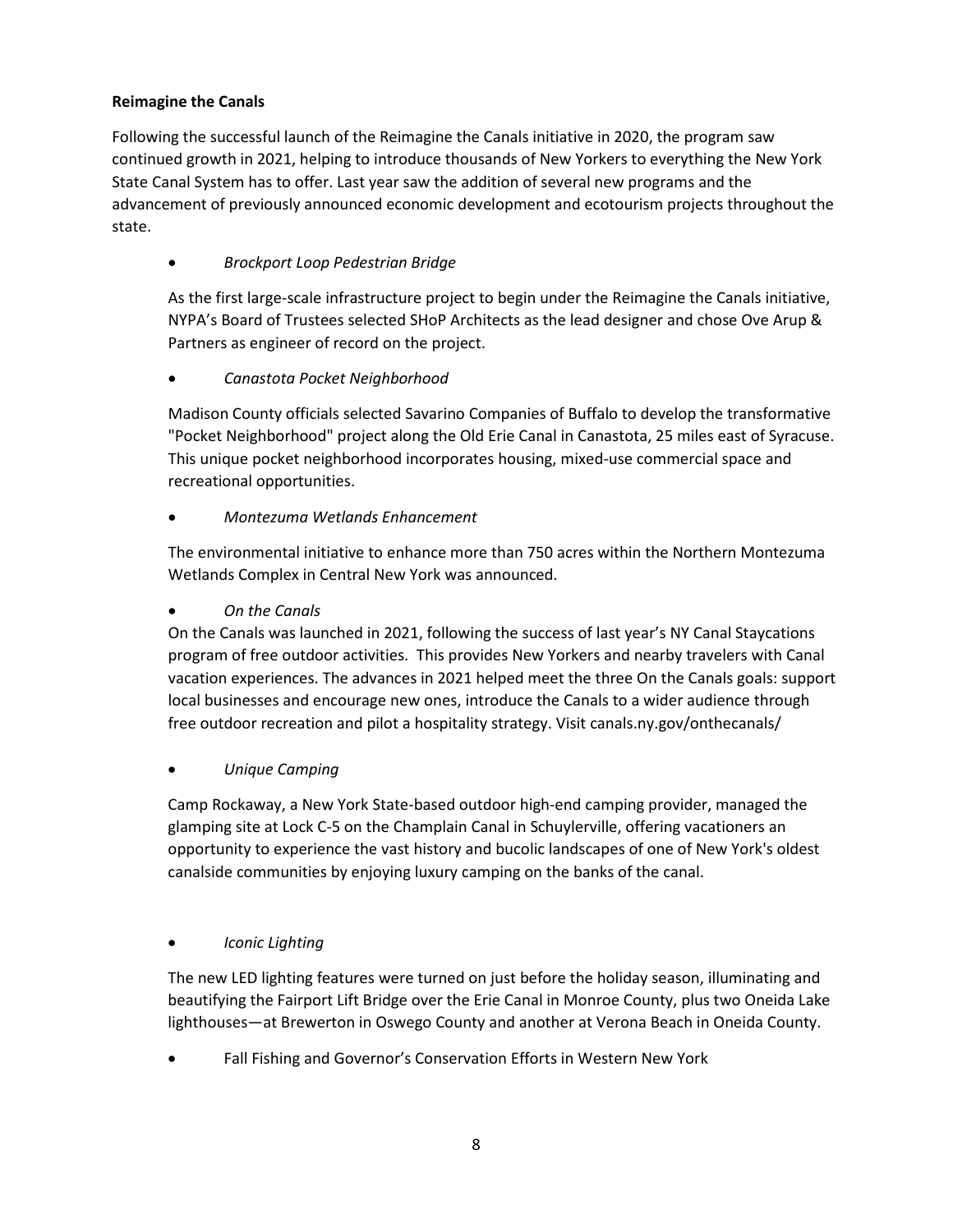**Reimagine the Canals**

Following the successful launch of the Reimagine the Canals initiative in 2020, the program saw continued growth in 2021, helping to introduce thousands of New Yorkers to everything the New York State Canal System has to offer. Last year saw the addition of several new programs and the advancement of previously announced economic development and ecotourism projects throughout the state.

- *Brockport Loop Pedestrian Bridge*

  As the first large-scale infrastructure project to begin under the Reimagine the Canals initiative, NYPA's Board of Trustees selected SHoP Architects as the lead designer and chose Ove Arup & Partners as engineer of record on the project.

- *Canastota Pocket Neighborhood*

  Madison County officials selected Savarino Companies of Buffalo to develop the transformative "Pocket Neighborhood" project along the Old Erie Canal in Canastota, 25 miles east of Syracuse. This unique pocket neighborhood incorporates housing, mixed-use commercial space and recreational opportunities.

- *Montezuma Wetlands Enhancement*

  The environmental initiative to enhance more than 750 acres within the Northern Montezuma Wetlands Complex in Central New York was announced.

- *On the Canals*

  On the Canals was launched in 2021, following the success of last year's NY Canal Staycations program of free outdoor activities. This provides New Yorkers and nearby travelers with Canal vacation experiences. The advances in 2021 helped meet the three On the Canals goals: support local businesses and encourage new ones, introduce the Canals to a wider audience through free outdoor recreation and pilot a hospitality strategy. Visit canals.ny.gov/onthecanals/

- *Unique Camping*

  Camp Rockaway, a New York State-based outdoor high-end camping provider, managed the glamping site at Lock C-5 on the Champlain Canal in Schuylerville, offering vacationers an opportunity to experience the vast history and bucolic landscapes of one of New York's oldest canalside communities by enjoying luxury camping on the banks of the canal.

- *Iconic Lighting*

  The new LED lighting features were turned on just before the holiday season, illuminating and beautifying the Fairport Lift Bridge over the Erie Canal in Monroe County, plus two Oneida Lake lighthouses—at Brewerton in Oswego County and another at Verona Beach in Oneida County.

- Fall Fishing and Governor's Conservation Efforts in Western New York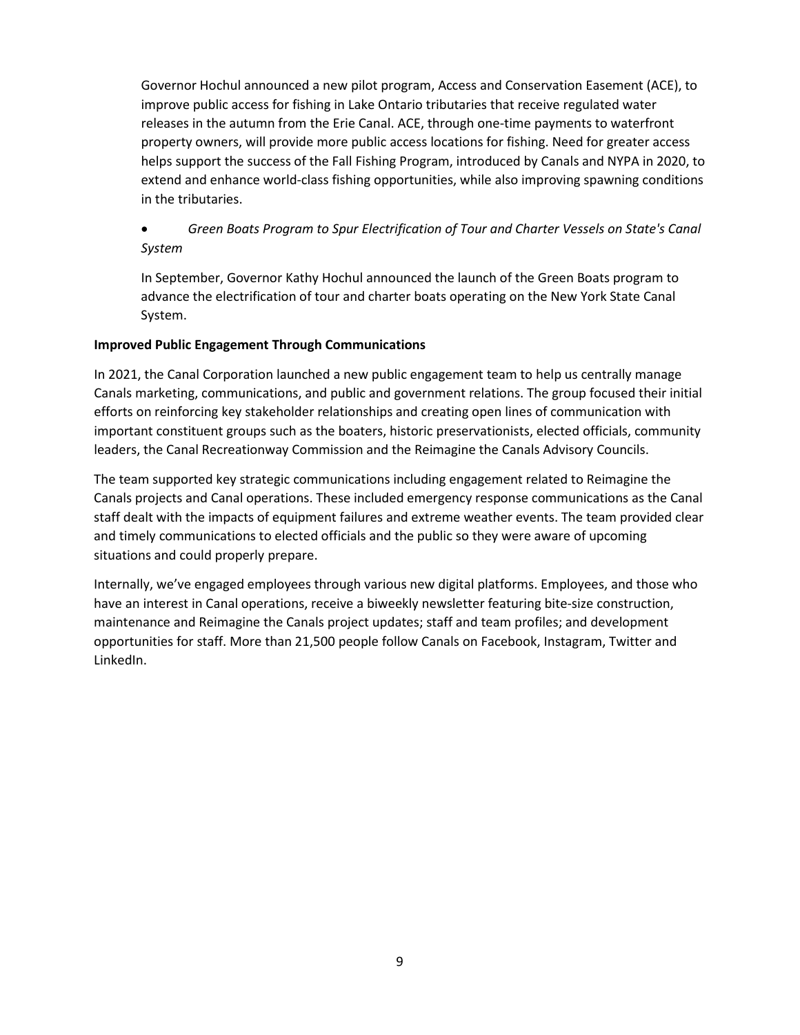Governor Hochul announced a new pilot program, Access and Conservation Easement (ACE), to improve public access for fishing in Lake Ontario tributaries that receive regulated water releases in the autumn from the Erie Canal. ACE, through one-time payments to waterfront property owners, will provide more public access locations for fishing. Need for greater access helps support the success of the Fall Fishing Program, introduced by Canals and NYPA in 2020, to extend and enhance world-class fishing opportunities, while also improving spawning conditions in the tributaries.

- *Green Boats Program to Spur Electrification of Tour and Charter Vessels on State's Canal System*

  In September, Governor Kathy Hochul announced the launch of the Green Boats program to advance the electrification of tour and charter boats operating on the New York State Canal System.

**Improved Public Engagement Through Communications**

In 2021, the Canal Corporation launched a new public engagement team to help us centrally manage Canals marketing, communications, and public and government relations. The group focused their initial efforts on reinforcing key stakeholder relationships and creating open lines of communication with important constituent groups such as the boaters, historic preservationists, elected officials, community leaders, the Canal Recreationway Commission and the Reimagine the Canals Advisory Councils.

The team supported key strategic communications including engagement related to Reimagine the Canals projects and Canal operations. These included emergency response communications as the Canal staff dealt with the impacts of equipment failures and extreme weather events. The team provided clear and timely communications to elected officials and the public so they were aware of upcoming situations and could properly prepare.

Internally, we've engaged employees through various new digital platforms. Employees, and those who have an interest in Canal operations, receive a biweekly newsletter featuring bite-size construction, maintenance and Reimagine the Canals project updates; staff and team profiles; and development opportunities for staff. More than 21,500 people follow Canals on Facebook, Instagram, Twitter and LinkedIn.